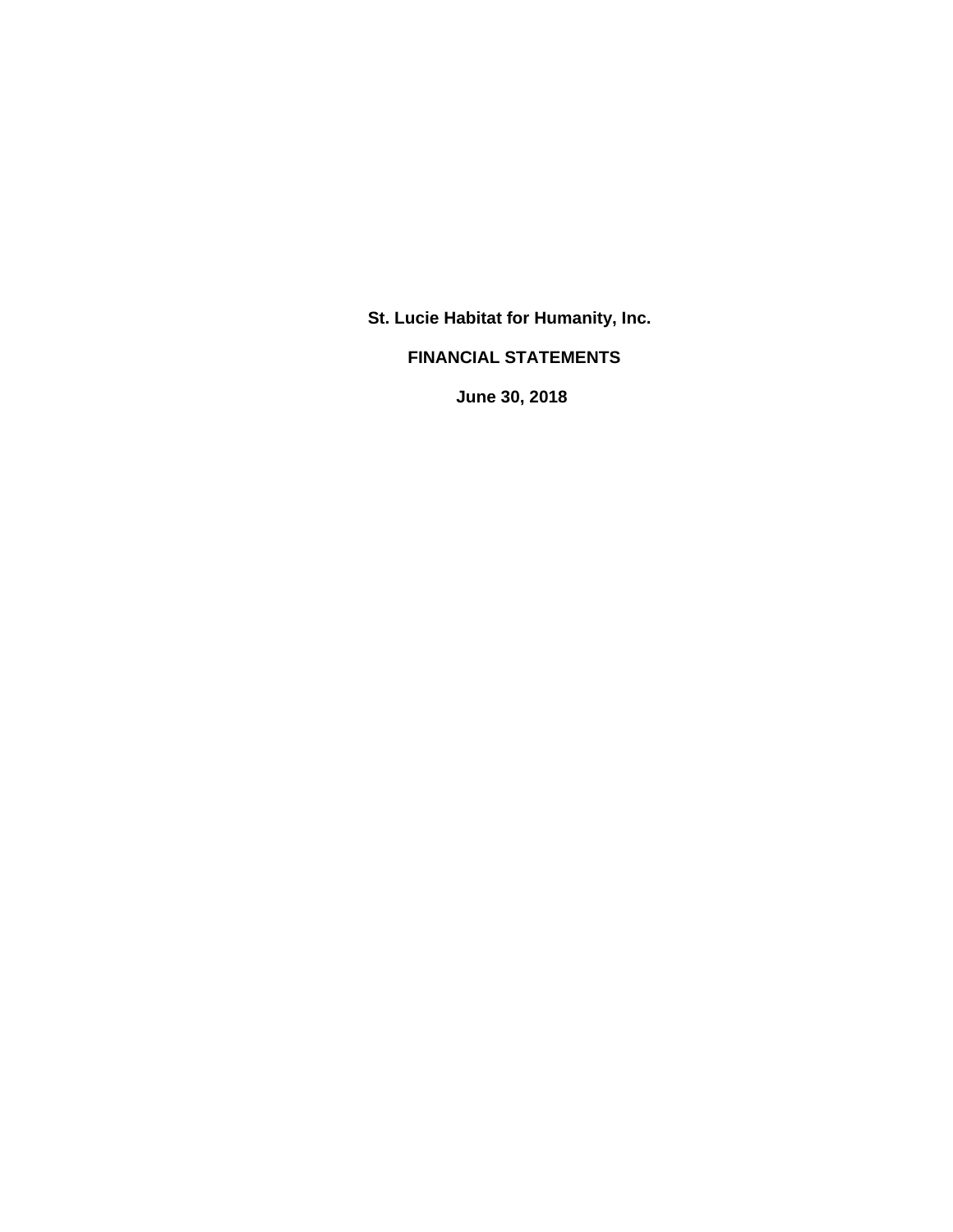# St. Lucie Habitat for Humanity, Inc.

## FINANCIAL STATEMENTS

### June 30, 2018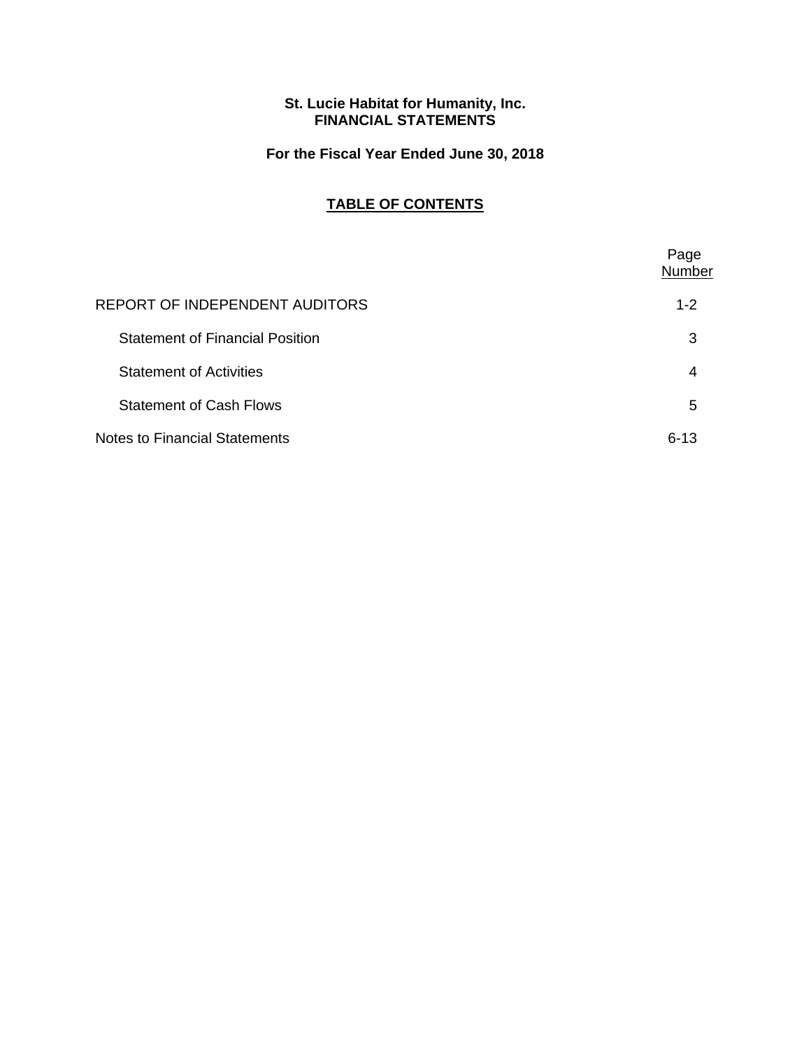**St. Lucie Habitat for Humanity, Inc.**
**FINANCIAL STATEMENTS**

**For the Fiscal Year Ended June 30, 2018**

## TABLE OF CONTENTS

| | Page Number |
|---|---|
| REPORT OF INDEPENDENT AUDITORS | 1-2 |
| Statement of Financial Position | 3 |
| Statement of Activities | 4 |
| Statement of Cash Flows | 5 |
| Notes to Financial Statements | 6-13 |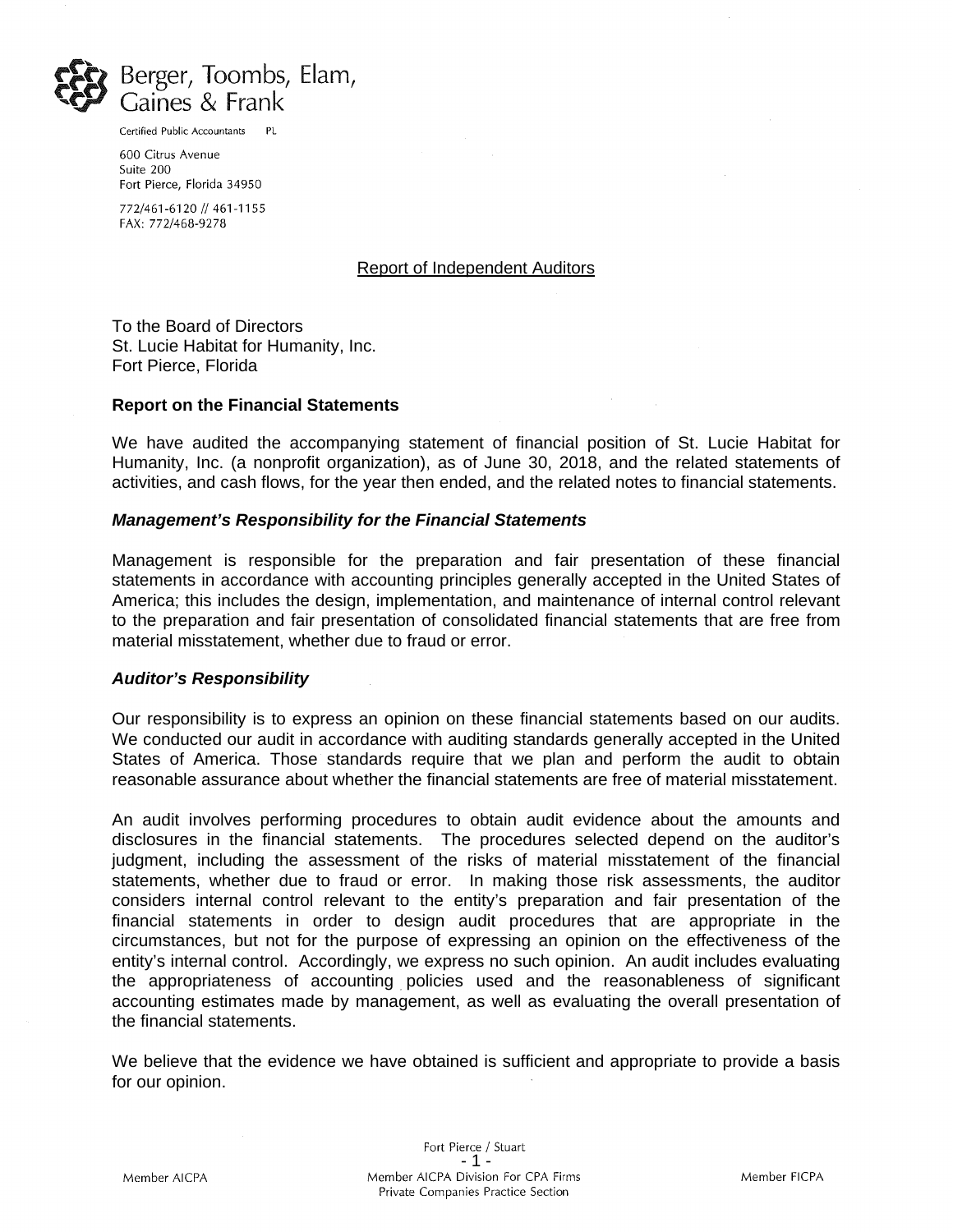Berger, Toombs, Elam, Gaines & Frank

Certified Public Accountants PL

600 Citrus Avenue
Suite 200
Fort Pierce, Florida 34950

772/461-6120 // 461-1155
FAX: 772/468-9278

## Report of Independent Auditors

To the Board of Directors
St. Lucie Habitat for Humanity, Inc.
Fort Pierce, Florida

### Report on the Financial Statements

We have audited the accompanying statement of financial position of St. Lucie Habitat for Humanity, Inc. (a nonprofit organization), as of June 30, 2018, and the related statements of activities, and cash flows, for the year then ended, and the related notes to financial statements.

#### *Management's Responsibility for the Financial Statements*

Management is responsible for the preparation and fair presentation of these financial statements in accordance with accounting principles generally accepted in the United States of America; this includes the design, implementation, and maintenance of internal control relevant to the preparation and fair presentation of consolidated financial statements that are free from material misstatement, whether due to fraud or error.

#### *Auditor's Responsibility*

Our responsibility is to express an opinion on these financial statements based on our audits. We conducted our audit in accordance with auditing standards generally accepted in the United States of America. Those standards require that we plan and perform the audit to obtain reasonable assurance about whether the financial statements are free of material misstatement.

An audit involves performing procedures to obtain audit evidence about the amounts and disclosures in the financial statements. The procedures selected depend on the auditor's judgment, including the assessment of the risks of material misstatement of the financial statements, whether due to fraud or error. In making those risk assessments, the auditor considers internal control relevant to the entity's preparation and fair presentation of the financial statements in order to design audit procedures that are appropriate in the circumstances, but not for the purpose of expressing an opinion on the effectiveness of the entity's internal control. Accordingly, we express no such opinion. An audit includes evaluating the appropriateness of accounting policies used and the reasonableness of significant accounting estimates made by management, as well as evaluating the overall presentation of the financial statements.

We believe that the evidence we have obtained is sufficient and appropriate to provide a basis for our opinion.

Fort Pierce / Stuart

Member AICPA | Member AICPA Division For CPA Firms Private Companies Practice Section | Member FICPA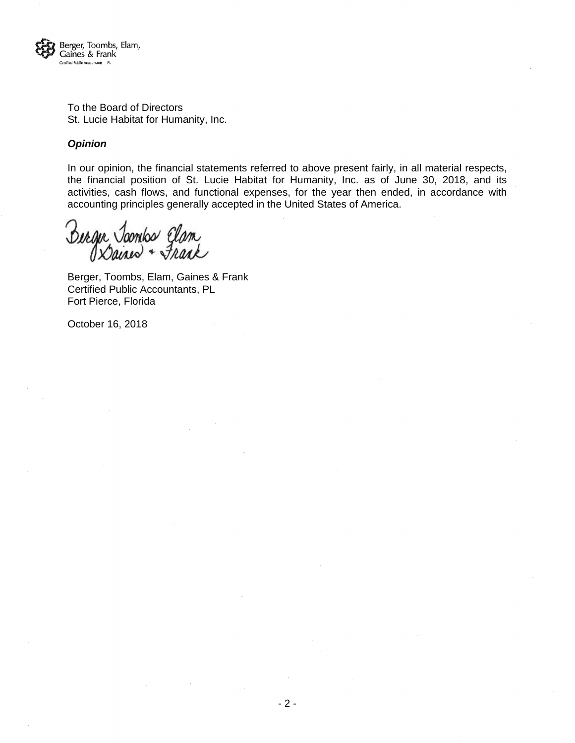To the Board of Directors
St. Lucie Habitat for Humanity, Inc.

***Opinion***

In our opinion, the financial statements referred to above present fairly, in all material respects, the financial position of St. Lucie Habitat for Humanity, Inc. as of June 30, 2018, and its activities, cash flows, and functional expenses, for the year then ended, in accordance with accounting principles generally accepted in the United States of America.

Berger, Toombs, Elam, Gaines & Frank
Certified Public Accountants, PL
Fort Pierce, Florida

October 16, 2018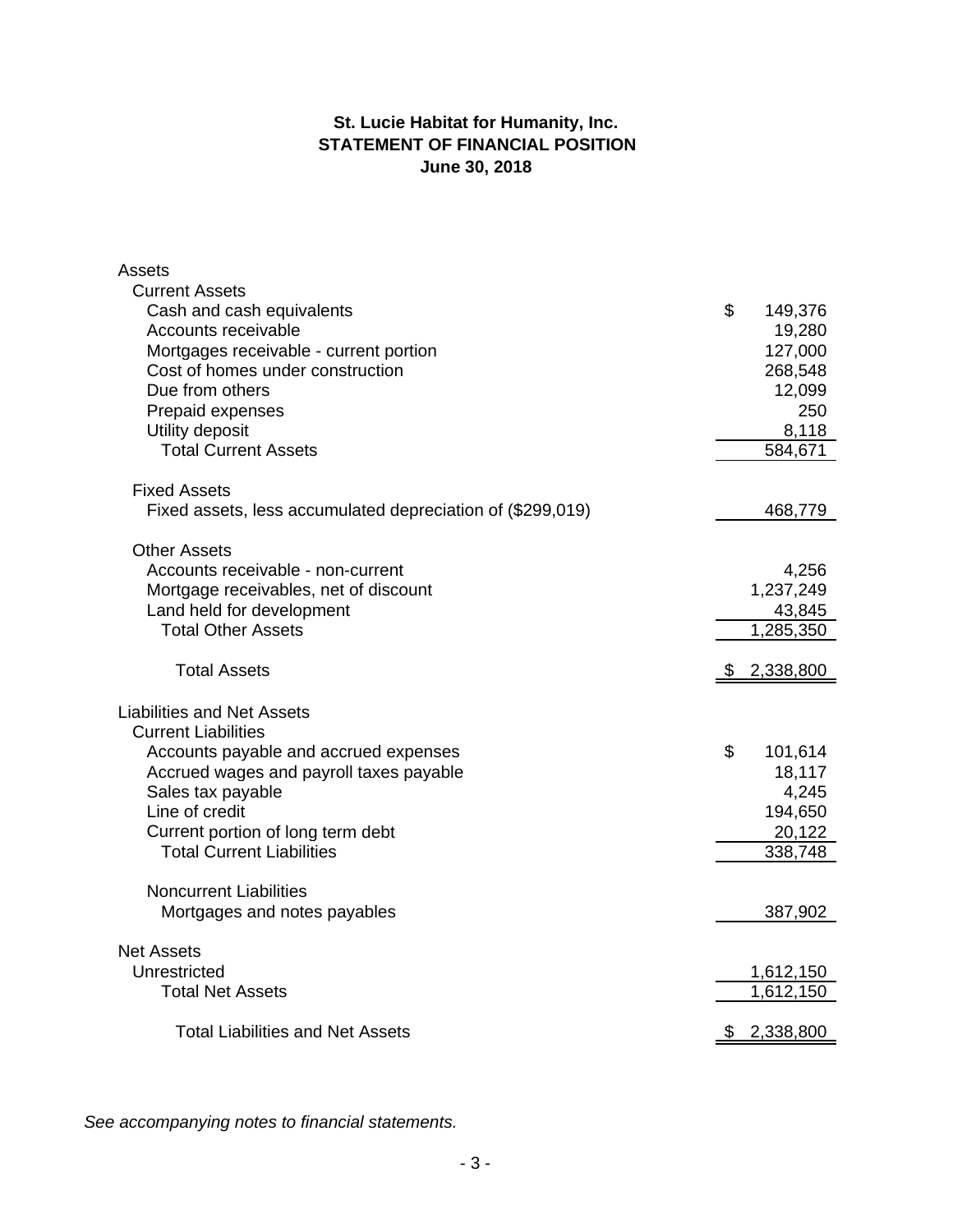**St. Lucie Habitat for Humanity, Inc.**
**STATEMENT OF FINANCIAL POSITION**
**June 30, 2018**

| | |
|---|---|
| Assets | |
| Current Assets | |
| Cash and cash equivalents | $ 149,376 |
| Accounts receivable | 19,280 |
| Mortgages receivable - current portion | 127,000 |
| Cost of homes under construction | 268,548 |
| Due from others | 12,099 |
| Prepaid expenses | 250 |
| Utility deposit | 8,118 |
| Total Current Assets | 584,671 |
| Fixed Assets | |
| Fixed assets, less accumulated depreciation of ($299,019) | 468,779 |
| Other Assets | |
| Accounts receivable - non-current | 4,256 |
| Mortgage receivables, net of discount | 1,237,249 |
| Land held for development | 43,845 |
| Total Other Assets | 1,285,350 |
| Total Assets | $ 2,338,800 |
| Liabilities and Net Assets | |
| Current Liabilities | |
| Accounts payable and accrued expenses | $ 101,614 |
| Accrued wages and payroll taxes payable | 18,117 |
| Sales tax payable | 4,245 |
| Line of credit | 194,650 |
| Current portion of long term debt | 20,122 |
| Total Current Liabilities | 338,748 |
| Noncurrent Liabilities | |
| Mortgages and notes payables | 387,902 |
| Net Assets | |
| Unrestricted | 1,612,150 |
| Total Net Assets | 1,612,150 |
| Total Liabilities and Net Assets | $ 2,338,800 |

*See accompanying notes to financial statements.*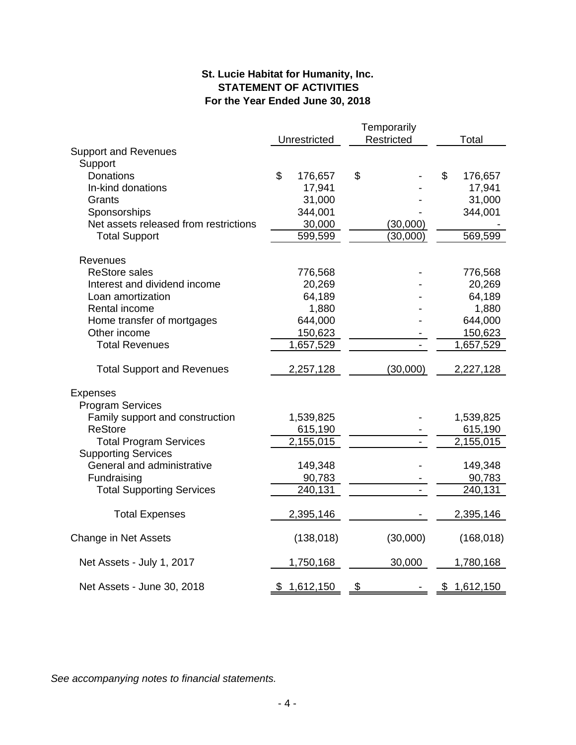**St. Lucie Habitat for Humanity, Inc.**
**STATEMENT OF ACTIVITIES**
**For the Year Ended June 30, 2018**

| | Unrestricted | Temporarily Restricted | Total |
|---|---|---|---|
| Support and Revenues | | | |
| Support | | | |
| Donations | $ 176,657 | $ - | $ 176,657 |
| In-kind donations | 17,941 | - | 17,941 |
| Grants | 31,000 | - | 31,000 |
| Sponsorships | 344,001 | - | 344,001 |
| Net assets released from restrictions | 30,000 | (30,000) | - |
| Total Support | 599,599 | (30,000) | 569,599 |
| Revenues | | | |
| ReStore sales | 776,568 | - | 776,568 |
| Interest and dividend income | 20,269 | - | 20,269 |
| Loan amortization | 64,189 | - | 64,189 |
| Rental income | 1,880 | - | 1,880 |
| Home transfer of mortgages | 644,000 | - | 644,000 |
| Other income | 150,623 | - | 150,623 |
| Total Revenues | 1,657,529 | - | 1,657,529 |
| Total Support and Revenues | 2,257,128 | (30,000) | 2,227,128 |
| Expenses | | | |
| Program Services | | | |
| Family support and construction | 1,539,825 | - | 1,539,825 |
| ReStore | 615,190 | - | 615,190 |
| Total Program Services | 2,155,015 | - | 2,155,015 |
| Supporting Services | | | |
| General and administrative | 149,348 | - | 149,348 |
| Fundraising | 90,783 | - | 90,783 |
| Total Supporting Services | 240,131 | - | 240,131 |
| Total Expenses | 2,395,146 | - | 2,395,146 |
| Change in Net Assets | (138,018) | (30,000) | (168,018) |
| Net Assets - July 1, 2017 | 1,750,168 | 30,000 | 1,780,168 |
| Net Assets - June 30, 2018 | $ 1,612,150 | $ - | $ 1,612,150 |

*See accompanying notes to financial statements.*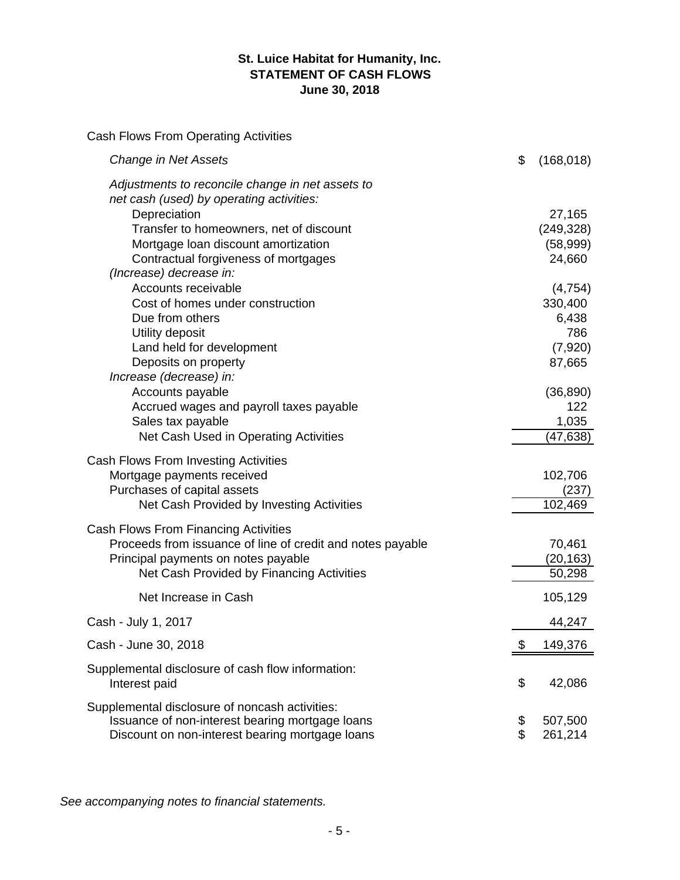**St. Luice Habitat for Humanity, Inc.**
**STATEMENT OF CASH FLOWS**
**June 30, 2018**

| | |
|---|---|
| Cash Flows From Operating Activities | |
| *Change in Net Assets* | $ (168,018) |
| *Adjustments to reconcile change in net assets to net cash (used) by operating activities:* | |
| Depreciation | 27,165 |
| Transfer to homeowners, net of discount | (249,328) |
| Mortgage loan discount amortization | (58,999) |
| Contractual forgiveness of mortgages | 24,660 |
| *(Increase) decrease in:* | |
| Accounts receivable | (4,754) |
| Cost of homes under construction | 330,400 |
| Due from others | 6,438 |
| Utility deposit | 786 |
| Land held for development | (7,920) |
| Deposits on property | 87,665 |
| *Increase (decrease) in:* | |
| Accounts payable | (36,890) |
| Accrued wages and payroll taxes payable | 122 |
| Sales tax payable | 1,035 |
| Net Cash Used in Operating Activities | (47,638) |
| Cash Flows From Investing Activities | |
| Mortgage payments received | 102,706 |
| Purchases of capital assets | (237) |
| Net Cash Provided by Investing Activities | 102,469 |
| Cash Flows From Financing Activities | |
| Proceeds from issuance of line of credit and notes payable | 70,461 |
| Principal payments on notes payable | (20,163) |
| Net Cash Provided by Financing Activities | 50,298 |
| Net Increase in Cash | 105,129 |
| Cash - July 1, 2017 | 44,247 |
| Cash - June 30, 2018 | $ 149,376 |
| Supplemental disclosure of cash flow information: | |
| Interest paid | $ 42,086 |
| Supplemental disclosure of noncash activities: | |
| Issuance of non-interest bearing mortgage loans | $ 507,500 |
| Discount on non-interest bearing mortgage loans | $ 261,214 |

*See accompanying notes to financial statements.*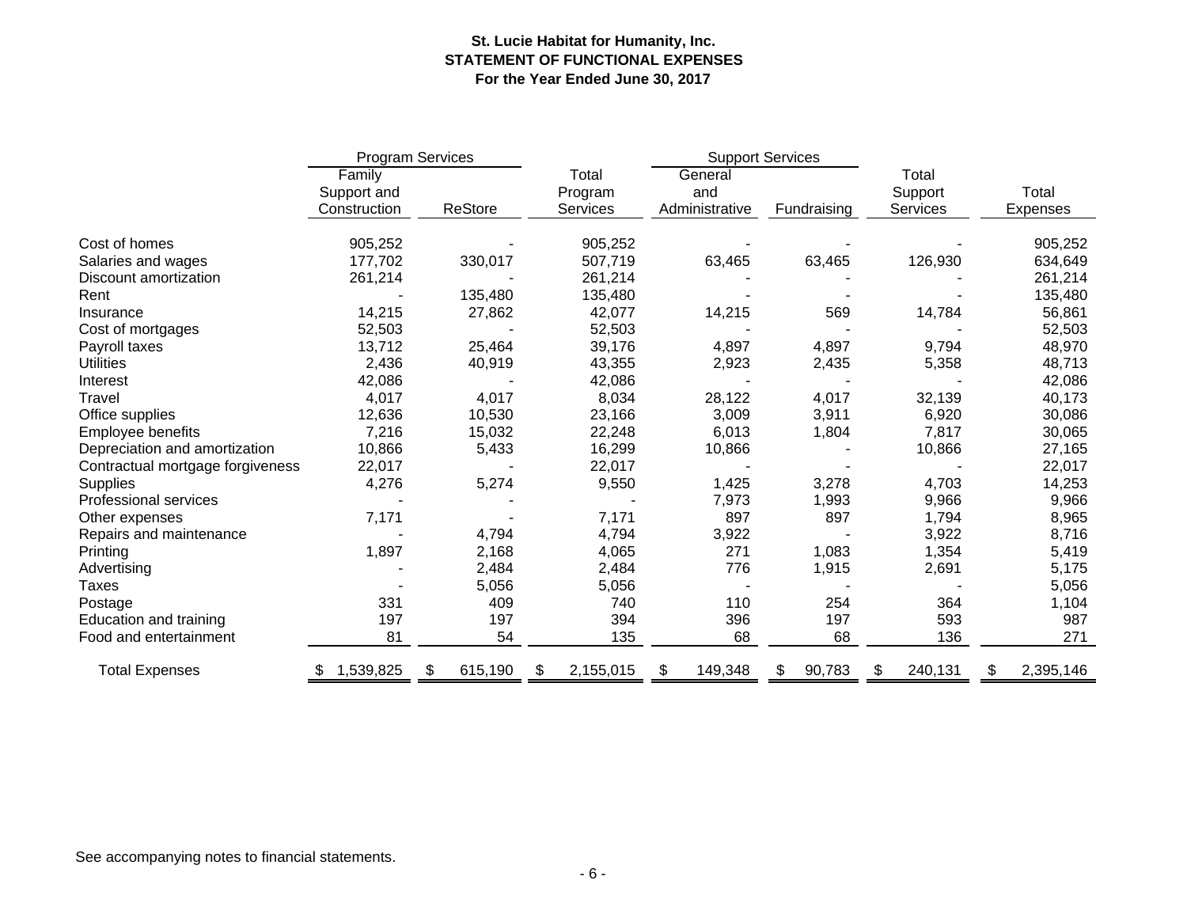**St. Lucie Habitat for Humanity, Inc.**
**STATEMENT OF FUNCTIONAL EXPENSES**
**For the Year Ended June 30, 2017**

| | Program Services | | | Support Services | | | |
|---|---|---|---|---|---|---|---|
| | Family Support and Construction | ReStore | Total Program Services | General and Administrative | Fundraising | Total Support Services | Total Expenses |
| Cost of homes | 905,252 | - | 905,252 | - | - | - | 905,252 |
| Salaries and wages | 177,702 | 330,017 | 507,719 | 63,465 | 63,465 | 126,930 | 634,649 |
| Discount amortization | 261,214 | - | 261,214 | - | - | - | 261,214 |
| Rent | - | 135,480 | 135,480 | - | - | - | 135,480 |
| Insurance | 14,215 | 27,862 | 42,077 | 14,215 | 569 | 14,784 | 56,861 |
| Cost of mortgages | 52,503 | - | 52,503 | - | - | - | 52,503 |
| Payroll taxes | 13,712 | 25,464 | 39,176 | 4,897 | 4,897 | 9,794 | 48,970 |
| Utilities | 2,436 | 40,919 | 43,355 | 2,923 | 2,435 | 5,358 | 48,713 |
| Interest | 42,086 | - | 42,086 | - | - | - | 42,086 |
| Travel | 4,017 | 4,017 | 8,034 | 28,122 | 4,017 | 32,139 | 40,173 |
| Office supplies | 12,636 | 10,530 | 23,166 | 3,009 | 3,911 | 6,920 | 30,086 |
| Employee benefits | 7,216 | 15,032 | 22,248 | 6,013 | 1,804 | 7,817 | 30,065 |
| Depreciation and amortization | 10,866 | 5,433 | 16,299 | 10,866 | - | 10,866 | 27,165 |
| Contractual mortgage forgiveness | 22,017 | - | 22,017 | - | - | - | 22,017 |
| Supplies | 4,276 | 5,274 | 9,550 | 1,425 | 3,278 | 4,703 | 14,253 |
| Professional services | - | - | - | 7,973 | 1,993 | 9,966 | 9,966 |
| Other expenses | 7,171 | - | 7,171 | 897 | 897 | 1,794 | 8,965 |
| Repairs and maintenance | - | 4,794 | 4,794 | 3,922 | - | 3,922 | 8,716 |
| Printing | 1,897 | 2,168 | 4,065 | 271 | 1,083 | 1,354 | 5,419 |
| Advertising | - | 2,484 | 2,484 | 776 | 1,915 | 2,691 | 5,175 |
| Taxes | - | 5,056 | 5,056 | - | - | - | 5,056 |
| Postage | 331 | 409 | 740 | 110 | 254 | 364 | 1,104 |
| Education and training | 197 | 197 | 394 | 396 | 197 | 593 | 987 |
| Food and entertainment | 81 | 54 | 135 | 68 | 68 | 136 | 271 |
| Total Expenses | $ 1,539,825 | $ 615,190 | $ 2,155,015 | $ 149,348 | $ 90,783 | $ 240,131 | $ 2,395,146 |

See accompanying notes to financial statements.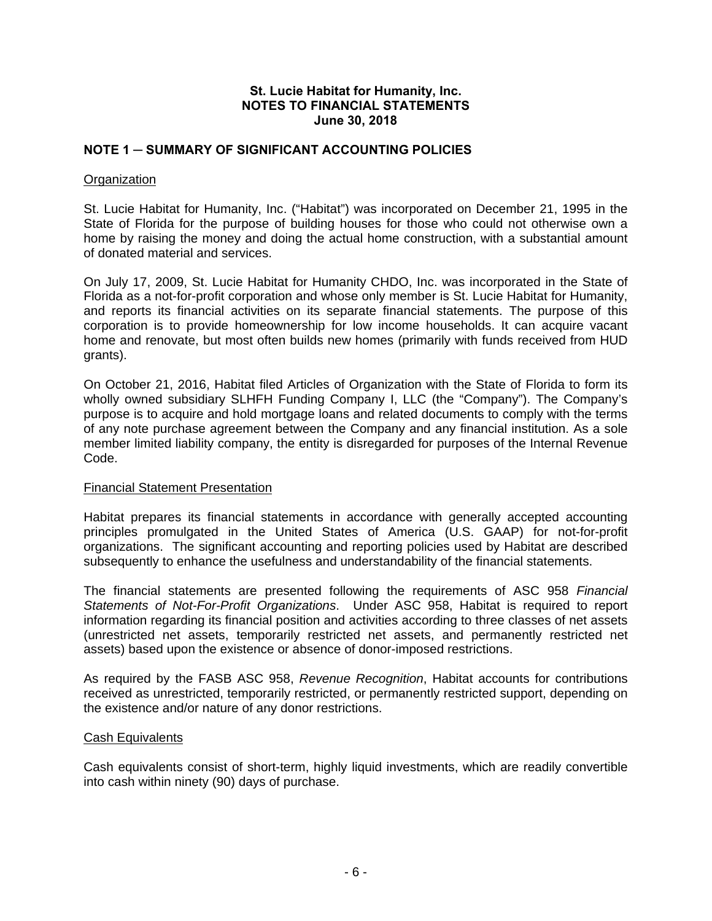**St. Lucie Habitat for Humanity, Inc.**
**NOTES TO FINANCIAL STATEMENTS**
**June 30, 2018**

## NOTE 1 ─ SUMMARY OF SIGNIFICANT ACCOUNTING POLICIES

### Organization

St. Lucie Habitat for Humanity, Inc. ("Habitat") was incorporated on December 21, 1995 in the State of Florida for the purpose of building houses for those who could not otherwise own a home by raising the money and doing the actual home construction, with a substantial amount of donated material and services.

On July 17, 2009, St. Lucie Habitat for Humanity CHDO, Inc. was incorporated in the State of Florida as a not-for-profit corporation and whose only member is St. Lucie Habitat for Humanity, and reports its financial activities on its separate financial statements. The purpose of this corporation is to provide homeownership for low income households. It can acquire vacant home and renovate, but most often builds new homes (primarily with funds received from HUD grants).

On October 21, 2016, Habitat filed Articles of Organization with the State of Florida to form its wholly owned subsidiary SLHFH Funding Company I, LLC (the "Company"). The Company's purpose is to acquire and hold mortgage loans and related documents to comply with the terms of any note purchase agreement between the Company and any financial institution. As a sole member limited liability company, the entity is disregarded for purposes of the Internal Revenue Code.

### Financial Statement Presentation

Habitat prepares its financial statements in accordance with generally accepted accounting principles promulgated in the United States of America (U.S. GAAP) for not-for-profit organizations. The significant accounting and reporting policies used by Habitat are described subsequently to enhance the usefulness and understandability of the financial statements.

The financial statements are presented following the requirements of ASC 958 *Financial Statements of Not-For-Profit Organizations*. Under ASC 958, Habitat is required to report information regarding its financial position and activities according to three classes of net assets (unrestricted net assets, temporarily restricted net assets, and permanently restricted net assets) based upon the existence or absence of donor-imposed restrictions.

As required by the FASB ASC 958, *Revenue Recognition*, Habitat accounts for contributions received as unrestricted, temporarily restricted, or permanently restricted support, depending on the existence and/or nature of any donor restrictions.

### Cash Equivalents

Cash equivalents consist of short-term, highly liquid investments, which are readily convertible into cash within ninety (90) days of purchase.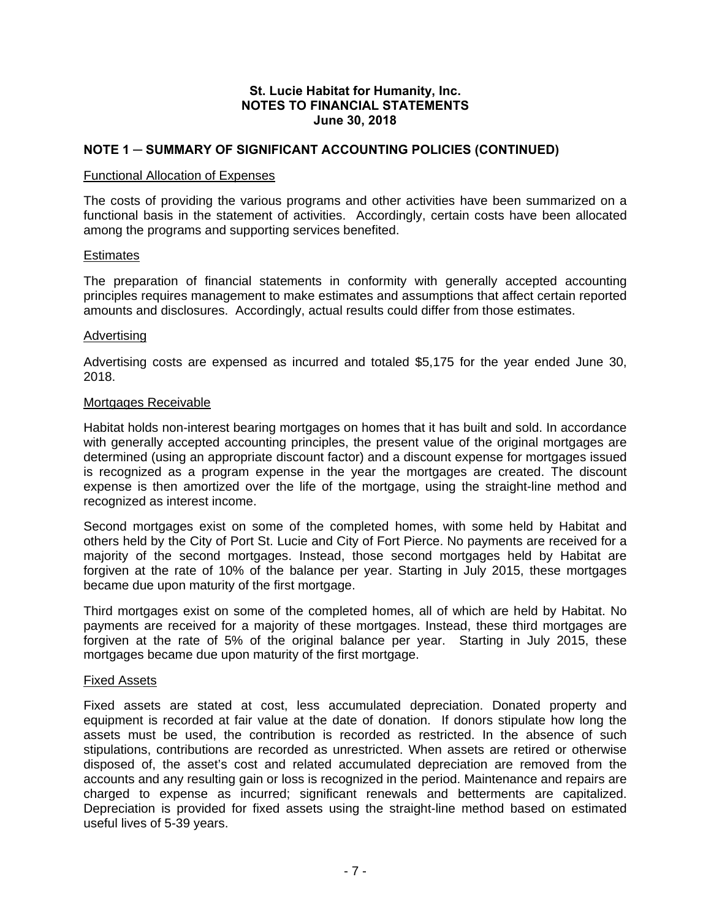**St. Lucie Habitat for Humanity, Inc.**
**NOTES TO FINANCIAL STATEMENTS**
**June 30, 2018**

## NOTE 1 ─ SUMMARY OF SIGNIFICANT ACCOUNTING POLICIES (CONTINUED)

Functional Allocation of Expenses

The costs of providing the various programs and other activities have been summarized on a functional basis in the statement of activities. Accordingly, certain costs have been allocated among the programs and supporting services benefited.

Estimates

The preparation of financial statements in conformity with generally accepted accounting principles requires management to make estimates and assumptions that affect certain reported amounts and disclosures. Accordingly, actual results could differ from those estimates.

Advertising

Advertising costs are expensed as incurred and totaled $5,175 for the year ended June 30, 2018.

Mortgages Receivable

Habitat holds non-interest bearing mortgages on homes that it has built and sold. In accordance with generally accepted accounting principles, the present value of the original mortgages are determined (using an appropriate discount factor) and a discount expense for mortgages issued is recognized as a program expense in the year the mortgages are created. The discount expense is then amortized over the life of the mortgage, using the straight-line method and recognized as interest income.

Second mortgages exist on some of the completed homes, with some held by Habitat and others held by the City of Port St. Lucie and City of Fort Pierce. No payments are received for a majority of the second mortgages. Instead, those second mortgages held by Habitat are forgiven at the rate of 10% of the balance per year. Starting in July 2015, these mortgages became due upon maturity of the first mortgage.

Third mortgages exist on some of the completed homes, all of which are held by Habitat. No payments are received for a majority of these mortgages. Instead, these third mortgages are forgiven at the rate of 5% of the original balance per year. Starting in July 2015, these mortgages became due upon maturity of the first mortgage.

Fixed Assets

Fixed assets are stated at cost, less accumulated depreciation. Donated property and equipment is recorded at fair value at the date of donation. If donors stipulate how long the assets must be used, the contribution is recorded as restricted. In the absence of such stipulations, contributions are recorded as unrestricted. When assets are retired or otherwise disposed of, the asset's cost and related accumulated depreciation are removed from the accounts and any resulting gain or loss is recognized in the period. Maintenance and repairs are charged to expense as incurred; significant renewals and betterments are capitalized. Depreciation is provided for fixed assets using the straight-line method based on estimated useful lives of 5-39 years.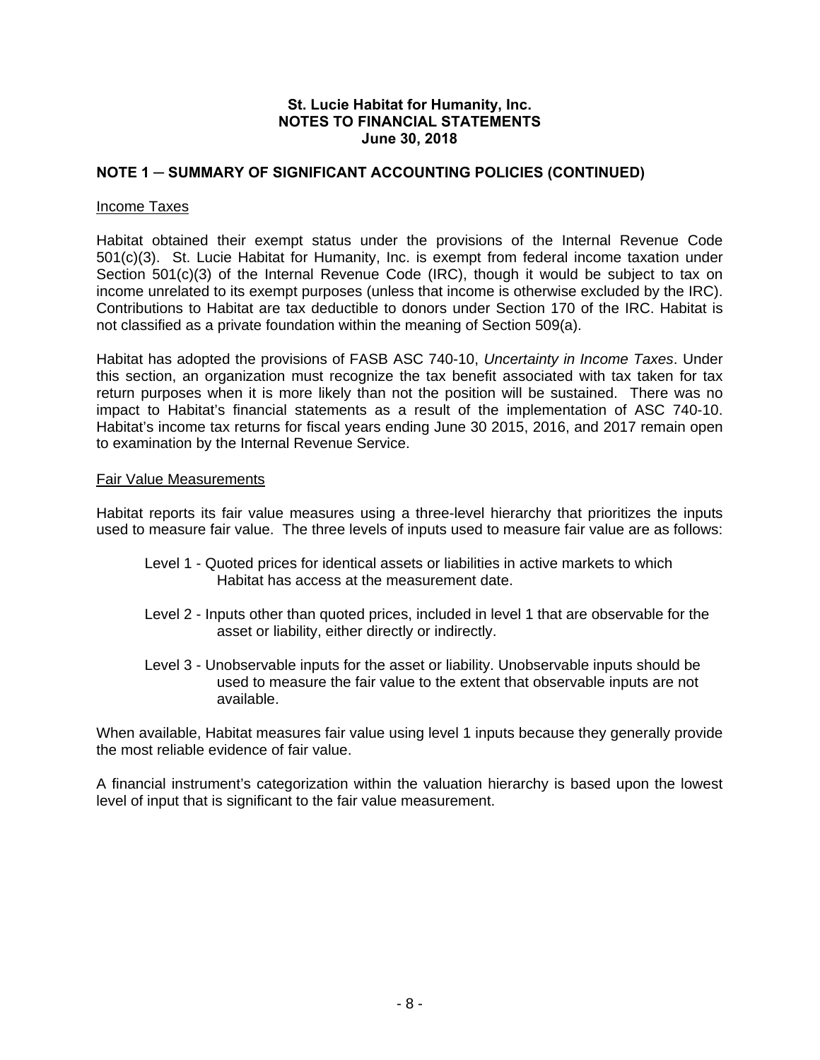**St. Lucie Habitat for Humanity, Inc.**
**NOTES TO FINANCIAL STATEMENTS**
**June 30, 2018**

## NOTE 1 – SUMMARY OF SIGNIFICANT ACCOUNTING POLICIES (CONTINUED)

### Income Taxes

Habitat obtained their exempt status under the provisions of the Internal Revenue Code 501(c)(3). St. Lucie Habitat for Humanity, Inc. is exempt from federal income taxation under Section 501(c)(3) of the Internal Revenue Code (IRC), though it would be subject to tax on income unrelated to its exempt purposes (unless that income is otherwise excluded by the IRC). Contributions to Habitat are tax deductible to donors under Section 170 of the IRC. Habitat is not classified as a private foundation within the meaning of Section 509(a).

Habitat has adopted the provisions of FASB ASC 740-10, *Uncertainty in Income Taxes*. Under this section, an organization must recognize the tax benefit associated with tax taken for tax return purposes when it is more likely than not the position will be sustained. There was no impact to Habitat's financial statements as a result of the implementation of ASC 740-10. Habitat's income tax returns for fiscal years ending June 30 2015, 2016, and 2017 remain open to examination by the Internal Revenue Service.

### Fair Value Measurements

Habitat reports its fair value measures using a three-level hierarchy that prioritizes the inputs used to measure fair value. The three levels of inputs used to measure fair value are as follows:

- Level 1 - Quoted prices for identical assets or liabilities in active markets to which Habitat has access at the measurement date.
- Level 2 - Inputs other than quoted prices, included in level 1 that are observable for the asset or liability, either directly or indirectly.
- Level 3 - Unobservable inputs for the asset or liability. Unobservable inputs should be used to measure the fair value to the extent that observable inputs are not available.

When available, Habitat measures fair value using level 1 inputs because they generally provide the most reliable evidence of fair value.

A financial instrument's categorization within the valuation hierarchy is based upon the lowest level of input that is significant to the fair value measurement.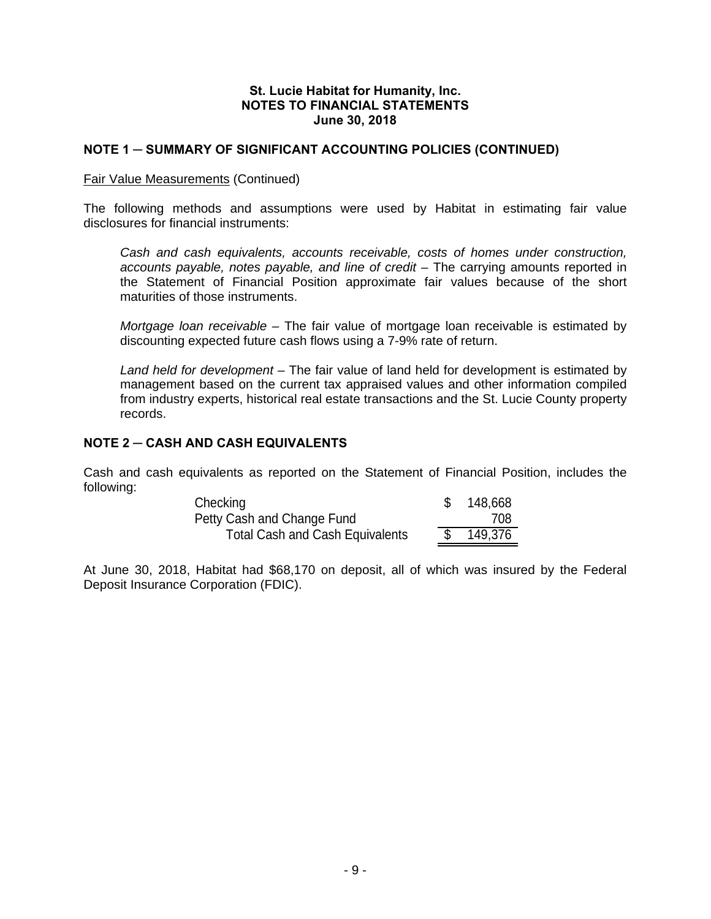**St. Lucie Habitat for Humanity, Inc.**
**NOTES TO FINANCIAL STATEMENTS**
**June 30, 2018**

## NOTE 1 ─ SUMMARY OF SIGNIFICANT ACCOUNTING POLICIES (CONTINUED)

Fair Value Measurements (Continued)

The following methods and assumptions were used by Habitat in estimating fair value disclosures for financial instruments:

> *Cash and cash equivalents, accounts receivable, costs of homes under construction, accounts payable, notes payable, and line of credit* – The carrying amounts reported in the Statement of Financial Position approximate fair values because of the short maturities of those instruments.
>
> *Mortgage loan receivable* – The fair value of mortgage loan receivable is estimated by discounting expected future cash flows using a 7-9% rate of return.
>
> *Land held for development* – The fair value of land held for development is estimated by management based on the current tax appraised values and other information compiled from industry experts, historical real estate transactions and the St. Lucie County property records.

## NOTE 2 ─ CASH AND CASH EQUIVALENTS

Cash and cash equivalents as reported on the Statement of Financial Position, includes the following:

| | |
|---|---|
| Checking | $ 148,668 |
| Petty Cash and Change Fund | 708 |
| Total Cash and Cash Equivalents | $ 149,376 |

At June 30, 2018, Habitat had $68,170 on deposit, all of which was insured by the Federal Deposit Insurance Corporation (FDIC).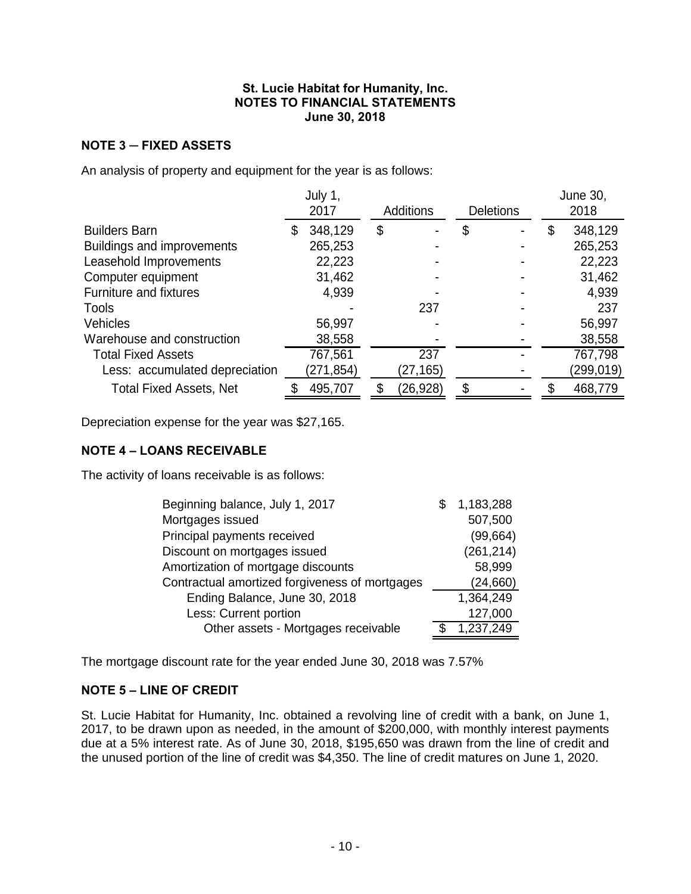**St. Lucie Habitat for Humanity, Inc.**
**NOTES TO FINANCIAL STATEMENTS**
**June 30, 2018**

## NOTE 3 – FIXED ASSETS

An analysis of property and equipment for the year is as follows:

| | July 1, 2017 | Additions | Deletions | June 30, 2018 |
|---|---|---|---|---|
| Builders Barn | $ 348,129 | $ - | $ - | $ 348,129 |
| Buildings and improvements | 265,253 | - | - | 265,253 |
| Leasehold Improvements | 22,223 | - | - | 22,223 |
| Computer equipment | 31,462 | - | - | 31,462 |
| Furniture and fixtures | 4,939 | - | - | 4,939 |
| Tools | - | 237 | - | 237 |
| Vehicles | 56,997 | - | - | 56,997 |
| Warehouse and construction | 38,558 | - | - | 38,558 |
| Total Fixed Assets | 767,561 | 237 | - | 767,798 |
| Less: accumulated depreciation | (271,854) | (27,165) | - | (299,019) |
| Total Fixed Assets, Net | $ 495,707 | $ (26,928) | $ - | $ 468,779 |

Depreciation expense for the year was $27,165.

## NOTE 4 – LOANS RECEIVABLE

The activity of loans receivable is as follows:

| | |
|---|---|
| Beginning balance, July 1, 2017 | $ 1,183,288 |
| Mortgages issued | 507,500 |
| Principal payments received | (99,664) |
| Discount on mortgages issued | (261,214) |
| Amortization of mortgage discounts | 58,999 |
| Contractual amortized forgiveness of mortgages | (24,660) |
| Ending Balance, June 30, 2018 | 1,364,249 |
| Less: Current portion | 127,000 |
| Other assets - Mortgages receivable | $ 1,237,249 |

The mortgage discount rate for the year ended June 30, 2018 was 7.57%

## NOTE 5 – LINE OF CREDIT

St. Lucie Habitat for Humanity, Inc. obtained a revolving line of credit with a bank, on June 1, 2017, to be drawn upon as needed, in the amount of $200,000, with monthly interest payments due at a 5% interest rate. As of June 30, 2018, $195,650 was drawn from the line of credit and the unused portion of the line of credit was $4,350. The line of credit matures on June 1, 2020.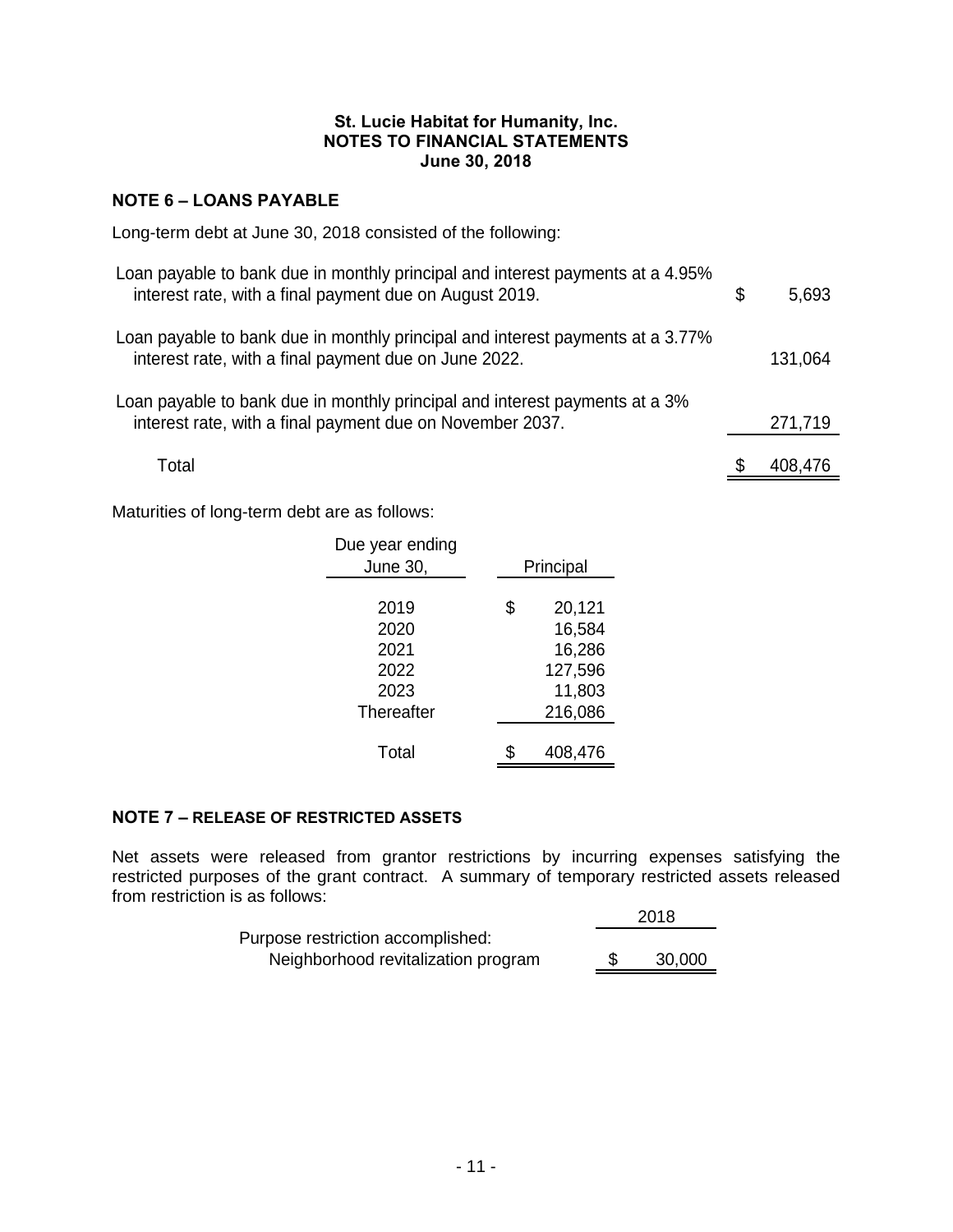**St. Lucie Habitat for Humanity, Inc.**
**NOTES TO FINANCIAL STATEMENTS**
**June 30, 2018**

## NOTE 6 – LOANS PAYABLE

Long-term debt at June 30, 2018 consisted of the following:

| | | |
|---|---|---|
| Loan payable to bank due in monthly principal and interest payments at a 4.95% interest rate, with a final payment due on August 2019. | $ | 5,693 |
| Loan payable to bank due in monthly principal and interest payments at a 3.77% interest rate, with a final payment due on June 2022. | | 131,064 |
| Loan payable to bank due in monthly principal and interest payments at a 3% interest rate, with a final payment due on November 2037. | | 271,719 |
| Total | $ | 408,476 |

Maturities of long-term debt are as follows:

| Due year ending June 30, | | Principal |
|---|---|---|
| 2019 | $ | 20,121 |
| 2020 | | 16,584 |
| 2021 | | 16,286 |
| 2022 | | 127,596 |
| 2023 | | 11,803 |
| Thereafter | | 216,086 |
| Total | $ | 408,476 |

## NOTE 7 – RELEASE OF RESTRICTED ASSETS

Net assets were released from grantor restrictions by incurring expenses satisfying the restricted purposes of the grant contract. A summary of temporary restricted assets released from restriction is as follows:

| | | 2018 |
|---|---|---|
| Purpose restriction accomplished: | | |
| Neighborhood revitalization program | $ | 30,000 |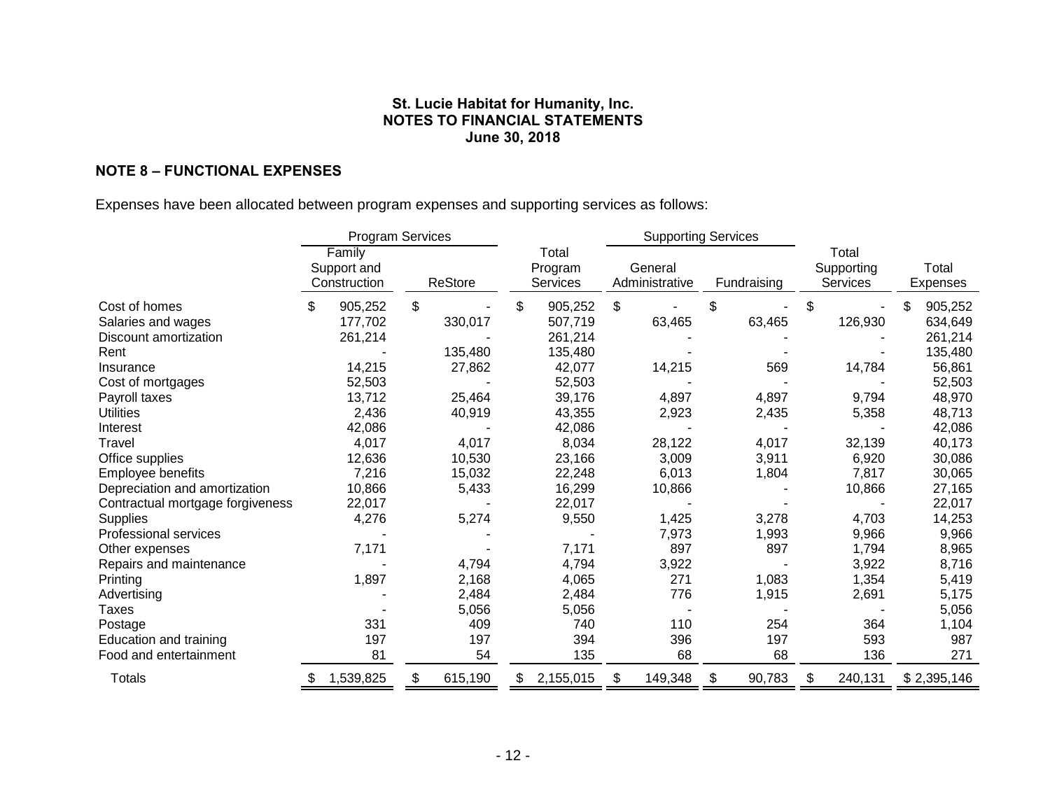**St. Lucie Habitat for Humanity, Inc.**
**NOTES TO FINANCIAL STATEMENTS**
**June 30, 2018**

## NOTE 8 – FUNCTIONAL EXPENSES

Expenses have been allocated between program expenses and supporting services as follows:

| | Program Services | | | Supporting Services | | | |
|---|---|---|---|---|---|---|---|
| | Family Support and Construction | ReStore | Total Program Services | General Administrative | Fundraising | Total Supporting Services | Total Expenses |
| Cost of homes | $ 905,252 | $ - | $ 905,252 | $ - | $ - | $ - | $ 905,252 |
| Salaries and wages | 177,702 | 330,017 | 507,719 | 63,465 | 63,465 | 126,930 | 634,649 |
| Discount amortization | 261,214 | - | 261,214 | - | - | - | 261,214 |
| Rent | - | 135,480 | 135,480 | - | - | - | 135,480 |
| Insurance | 14,215 | 27,862 | 42,077 | 14,215 | 569 | 14,784 | 56,861 |
| Cost of mortgages | 52,503 | - | 52,503 | - | - | - | 52,503 |
| Payroll taxes | 13,712 | 25,464 | 39,176 | 4,897 | 4,897 | 9,794 | 48,970 |
| Utilities | 2,436 | 40,919 | 43,355 | 2,923 | 2,435 | 5,358 | 48,713 |
| Interest | 42,086 | - | 42,086 | - | - | - | 42,086 |
| Travel | 4,017 | 4,017 | 8,034 | 28,122 | 4,017 | 32,139 | 40,173 |
| Office supplies | 12,636 | 10,530 | 23,166 | 3,009 | 3,911 | 6,920 | 30,086 |
| Employee benefits | 7,216 | 15,032 | 22,248 | 6,013 | 1,804 | 7,817 | 30,065 |
| Depreciation and amortization | 10,866 | 5,433 | 16,299 | 10,866 | - | 10,866 | 27,165 |
| Contractual mortgage forgiveness | 22,017 | - | 22,017 | - | - | - | 22,017 |
| Supplies | 4,276 | 5,274 | 9,550 | 1,425 | 3,278 | 4,703 | 14,253 |
| Professional services | - | - | - | 7,973 | 1,993 | 9,966 | 9,966 |
| Other expenses | 7,171 | - | 7,171 | 897 | 897 | 1,794 | 8,965 |
| Repairs and maintenance | - | 4,794 | 4,794 | 3,922 | - | 3,922 | 8,716 |
| Printing | 1,897 | 2,168 | 4,065 | 271 | 1,083 | 1,354 | 5,419 |
| Advertising | - | 2,484 | 2,484 | 776 | 1,915 | 2,691 | 5,175 |
| Taxes | - | 5,056 | 5,056 | - | - | - | 5,056 |
| Postage | 331 | 409 | 740 | 110 | 254 | 364 | 1,104 |
| Education and training | 197 | 197 | 394 | 396 | 197 | 593 | 987 |
| Food and entertainment | 81 | 54 | 135 | 68 | 68 | 136 | 271 |
| Totals | $ 1,539,825 | $ 615,190 | $ 2,155,015 | $ 149,348 | $ 90,783 | $ 240,131 | $ 2,395,146 |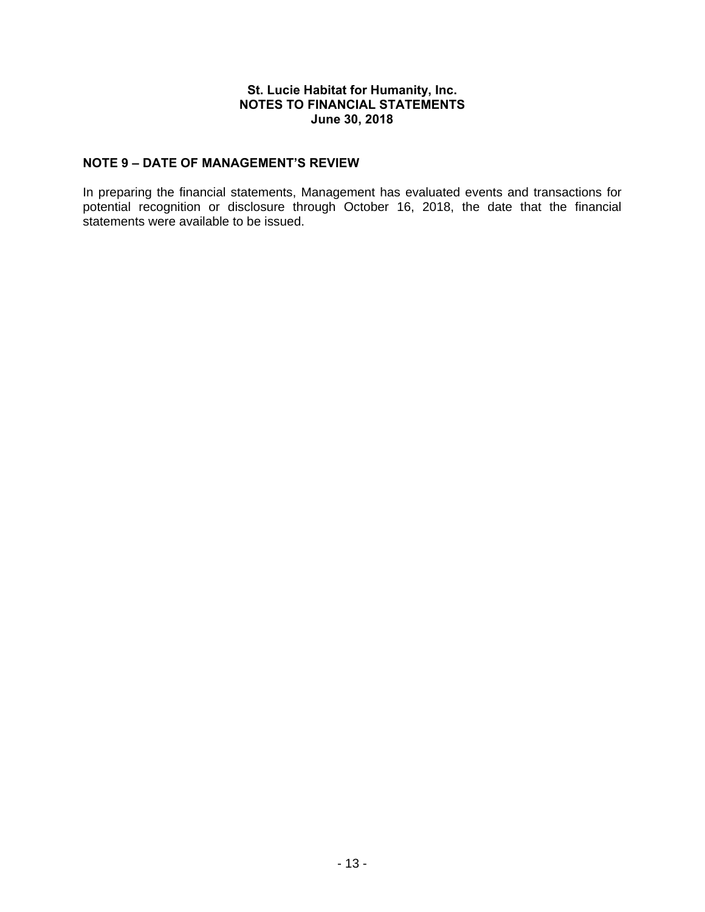## NOTE 9 – DATE OF MANAGEMENT'S REVIEW

In preparing the financial statements, Management has evaluated events and transactions for potential recognition or disclosure through October 16, 2018, the date that the financial statements were available to be issued.